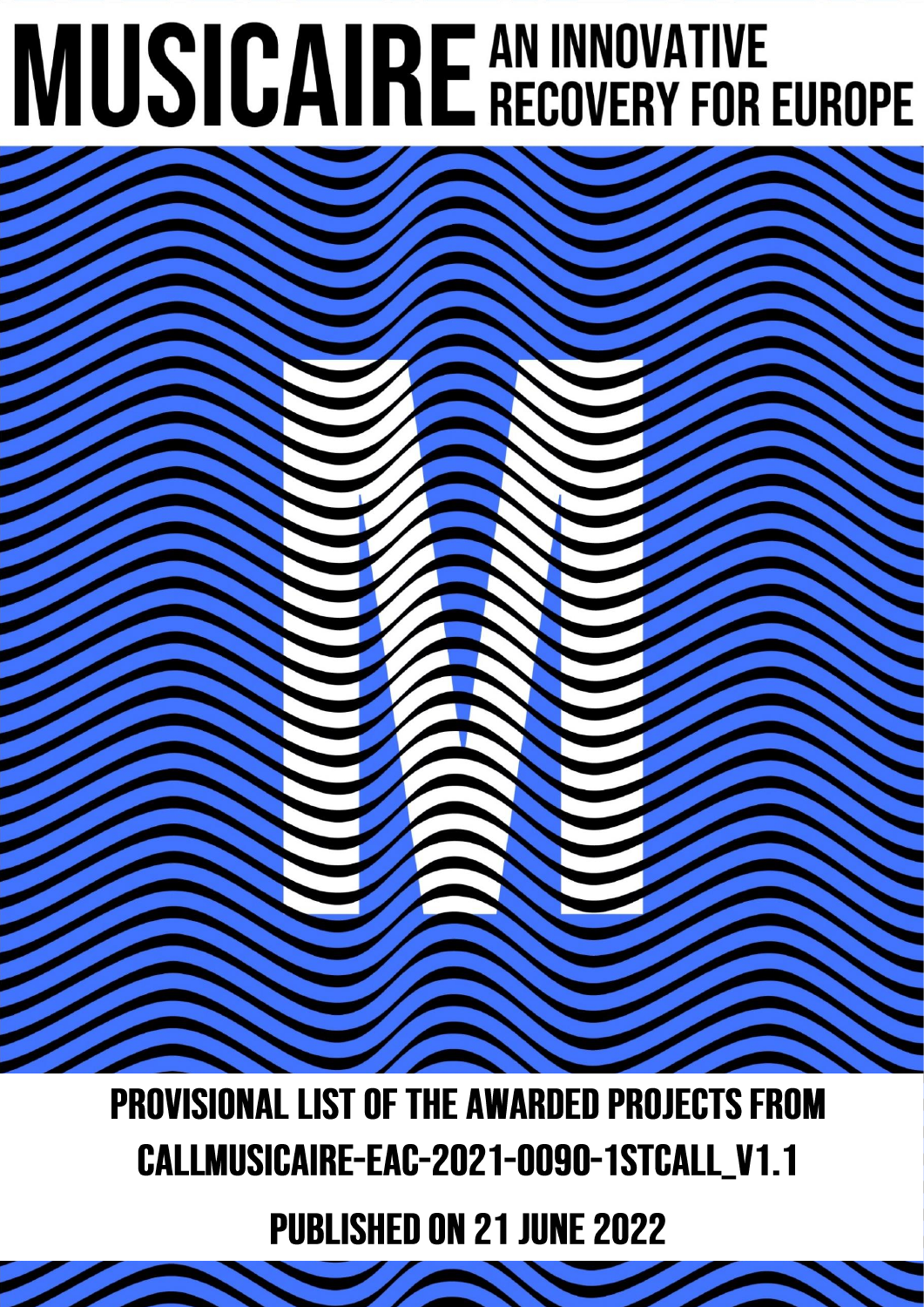# MUSICAIRE AN INNOVATIVE RECOVERY FOR EUROPE

## PROVISIONAL LIST OF THE AWARDED PROJECTS FROM CALLMUSICAIRE-EAC-2021-0090-1STCALL_V1.1

## PUBLISHED ON 21 JUNE 2022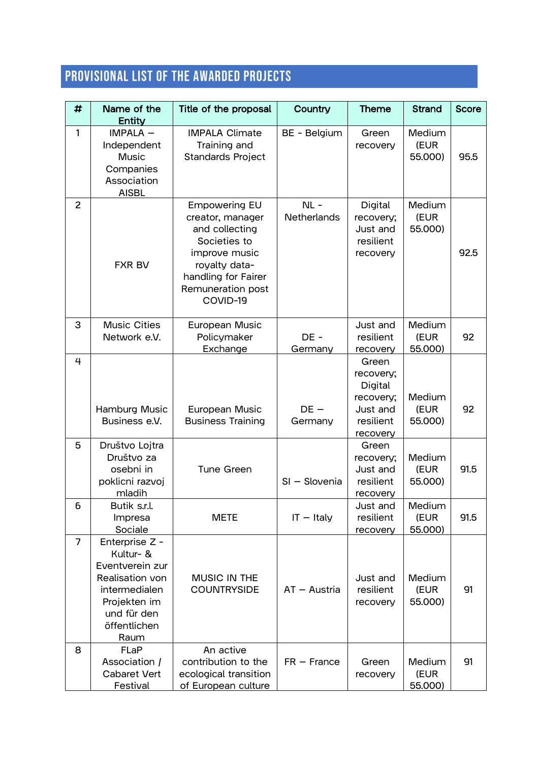## PROVISIONAL LIST OF THE AWARDED PROJECTS

| # | Name of the Entity | Title of the proposal | Country | Theme | Strand | Score |
|---|---|---|---|---|---|---|
| 1 | IMPALA – Independent Music Companies Association AISBL | IMPALA Climate Training and Standards Project | BE - Belgium | Green recovery | Medium (EUR 55.000) | 95.5 |
| 2 | FXR BV | Empowering EU creator, manager and collecting Societies to improve music royalty data-handling for Fairer Remuneration post COVID-19 | NL - Netherlands | Digital recovery; Just and resilient recovery | Medium (EUR 55.000) | 92.5 |
| 3 | Music Cities Network e.V. | European Music Policymaker Exchange | DE - Germany | Just and resilient recovery | Medium (EUR 55.000) | 92 |
| 4 | Hamburg Music Business e.V. | European Music Business Training | DE – Germany | Green recovery; Digital recovery; Just and resilient recovery | Medium (EUR 55.000) | 92 |
| 5 | Društvo Lojtra Društvo za osebni in poklicni razvoj mladih | Tune Green | SI – Slovenia | Green recovery; Just and resilient recovery | Medium (EUR 55.000) | 91.5 |
| 6 | Butik s.r.l. Impresa Sociale | METE | IT – Italy | Just and resilient recovery | Medium (EUR 55.000) | 91.5 |
| 7 | Enterprise Z - Kultur- & Eventverein zur Realisation von intermedialen Projekten im und für den öffentlichen Raum | MUSIC IN THE COUNTRYSIDE | AT – Austria | Just and resilient recovery | Medium (EUR 55.000) | 91 |
| 8 | FLaP Association / Cabaret Vert Festival | An active contribution to the ecological transition of European culture | FR – France | Green recovery | Medium (EUR 55.000) | 91 |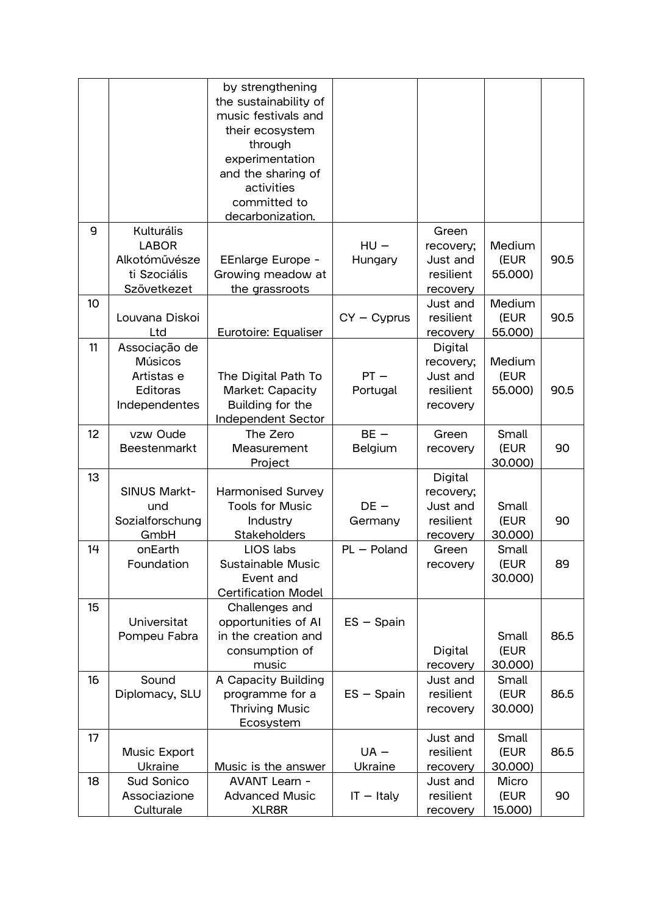| | | by strengthening the sustainability of music festivals and their ecosystem through experimentation and the sharing of activities committed to decarbonization. | | | | |
|---|---|---|---|---|---|---|
| 9 | Kulturális LABOR Alkotóművészeti Szociális Szövetkezet | EEnlarge Europe - Growing meadow at the grassroots | HU – Hungary | Green recovery; Just and resilient recovery | Medium (EUR 55.000) | 90.5 |
| 10 | Louvana Diskoi Ltd | Eurotoire: Equaliser | CY – Cyprus | Just and resilient recovery | Medium (EUR 55.000) | 90.5 |
| 11 | Associação de Músicos Artistas e Editoras Independentes | The Digital Path To Market: Capacity Building for the Independent Sector | PT – Portugal | Digital recovery; Just and resilient recovery | Medium (EUR 55.000) | 90.5 |
| 12 | vzw Oude Beestenmarkt | The Zero Measurement Project | BE – Belgium | Green recovery | Small (EUR 30.000) | 90 |
| 13 | SINUS Markt- und Sozialforschung GmbH | Harmonised Survey Tools for Music Industry Stakeholders | DE – Germany | Digital recovery; Just and resilient recovery | Small (EUR 30.000) | 90 |
| 14 | onEarth Foundation | LIOS labs Sustainable Music Event and Certification Model | PL – Poland | Green recovery | Small (EUR 30.000) | 89 |
| 15 | Universitat Pompeu Fabra | Challenges and opportunities of AI in the creation and consumption of music | ES – Spain | Digital recovery | Small (EUR 30.000) | 86.5 |
| 16 | Sound Diplomacy, SLU | A Capacity Building programme for a Thriving Music Ecosystem | ES – Spain | Just and resilient recovery | Small (EUR 30.000) | 86.5 |
| 17 | Music Export Ukraine | Music is the answer | UA – Ukraine | Just and resilient recovery | Small (EUR 30.000) | 86.5 |
| 18 | Sud Sonico Associazione Culturale | AVANT Learn - Advanced Music XLR8R | IT – Italy | Just and resilient recovery | Micro (EUR 15.000) | 90 |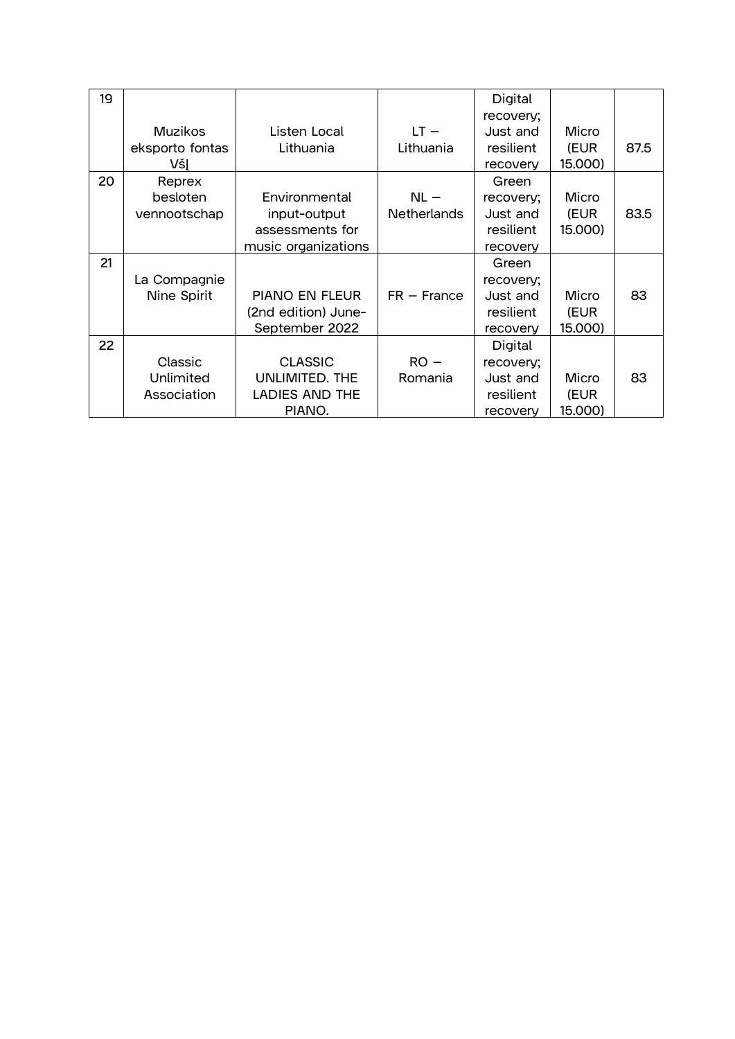| | | | | | | |
|---|---|---|---|---|---|---|
| 19 | Muzikos eksporto fontas VšĮ | Listen Local Lithuania | LT – Lithuania | Digital recovery; Just and resilient recovery | Micro (EUR 15.000) | 87.5 |
| 20 | Reprex besloten vennootschap | Environmental input-output assessments for music organizations | NL – Netherlands | Green recovery; Just and resilient recovery | Micro (EUR 15.000) | 83.5 |
| 21 | La Compagnie Nine Spirit | PIANO EN FLEUR (2nd edition) June-September 2022 | FR – France | Green recovery; Just and resilient recovery | Micro (EUR 15.000) | 83 |
| 22 | Classic Unlimited Association | CLASSIC UNLIMITED. THE LADIES AND THE PIANO. | RO – Romania | Digital recovery; Just and resilient recovery | Micro (EUR 15.000) | 83 |